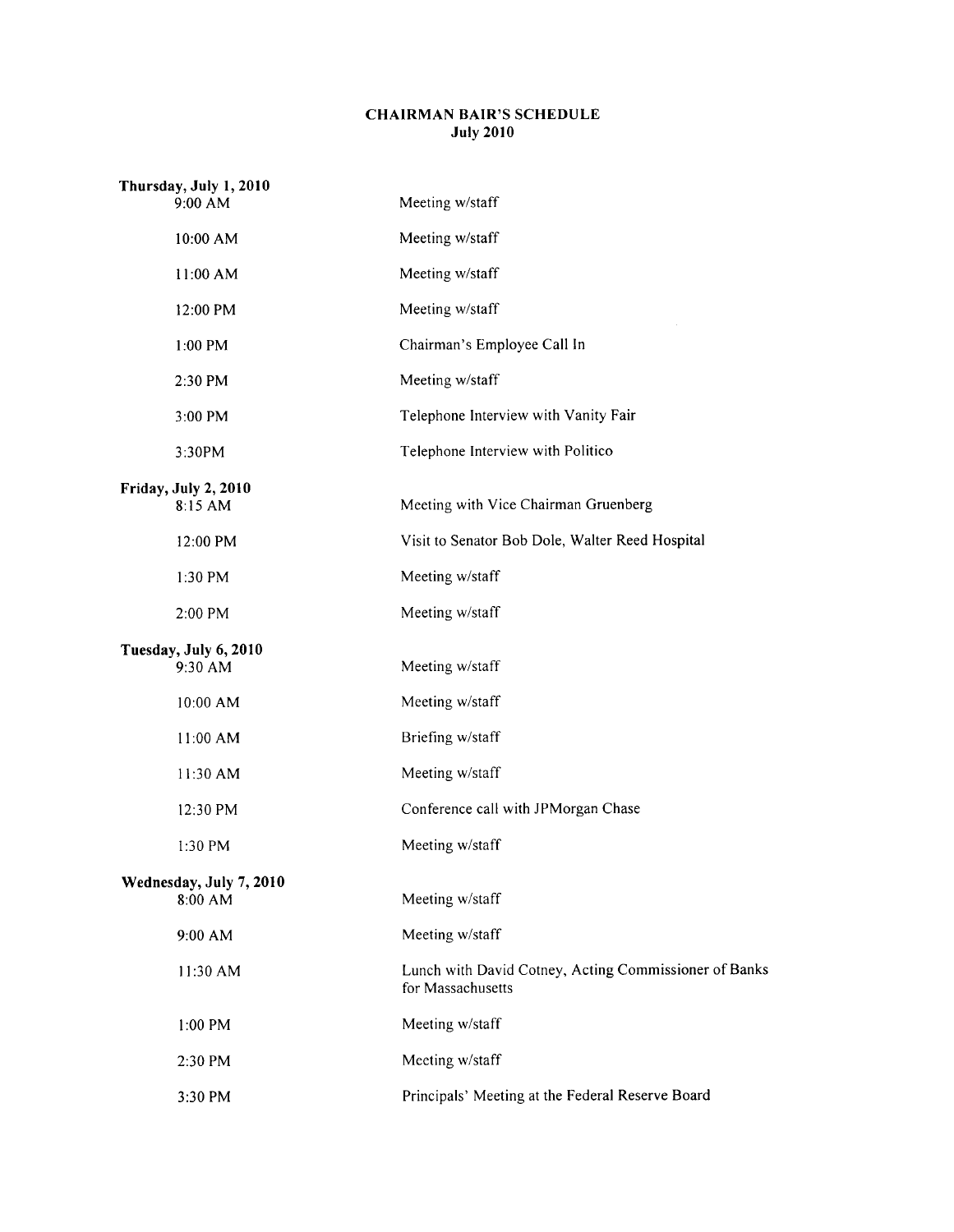# CHAIRMAN BAIR'S SCHEDULE
## July 2010

**Thursday, July 1, 2010**

| | |
|---|---|
| 9:00 AM | Meeting w/staff |
| 10:00 AM | Meeting w/staff |
| 11:00 AM | Meeting w/staff |
| 12:00 PM | Meeting w/staff |
| 1:00 PM | Chairman's Employee Call In |
| 2:30 PM | Meeting w/staff |
| 3:00 PM | Telephone Interview with Vanity Fair |
| 3:30PM | Telephone Interview with Politico |

**Friday, July 2, 2010**

| | |
|---|---|
| 8:15 AM | Meeting with Vice Chairman Gruenberg |
| 12:00 PM | Visit to Senator Bob Dole, Walter Reed Hospital |
| 1:30 PM | Meeting w/staff |
| 2:00 PM | Meeting w/staff |

**Tuesday, July 6, 2010**

| | |
|---|---|
| 9:30 AM | Meeting w/staff |
| 10:00 AM | Meeting w/staff |
| 11:00 AM | Briefing w/staff |
| 11:30 AM | Meeting w/staff |
| 12:30 PM | Conference call with JPMorgan Chase |
| 1:30 PM | Meeting w/staff |

**Wednesday, July 7, 2010**

| | |
|---|---|
| 8:00 AM | Meeting w/staff |
| 9:00 AM | Meeting w/staff |
| 11:30 AM | Lunch with David Cotney, Acting Commissioner of Banks for Massachusetts |
| 1:00 PM | Meeting w/staff |
| 2:30 PM | Meeting w/staff |
| 3:30 PM | Principals' Meeting at the Federal Reserve Board |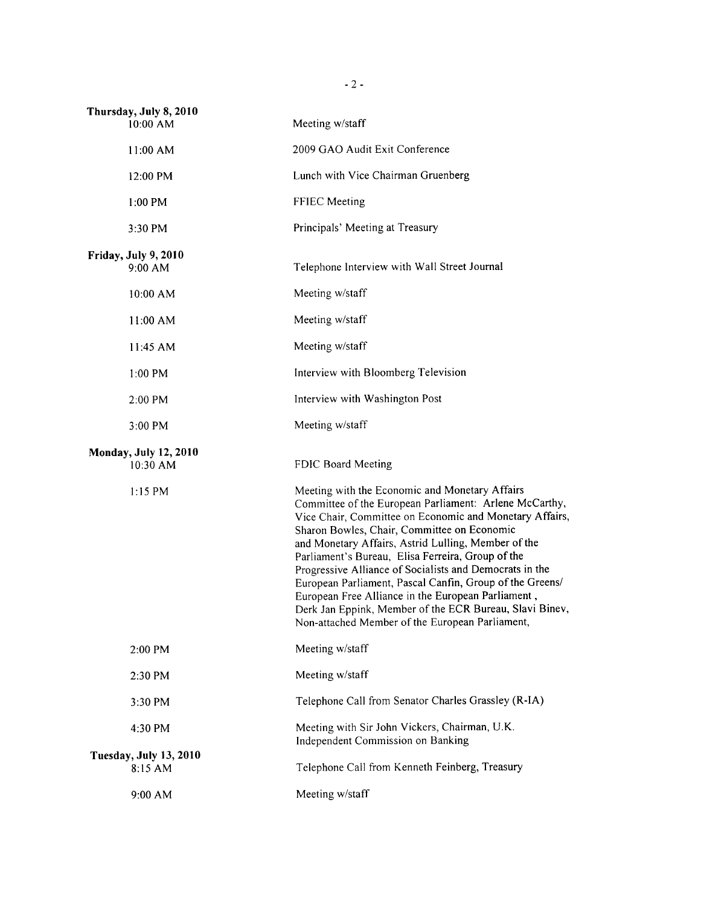**Thursday, July 8, 2010**

| | |
|---|---|
| 10:00 AM | Meeting w/staff |
| 11:00 AM | 2009 GAO Audit Exit Conference |
| 12:00 PM | Lunch with Vice Chairman Gruenberg |
| 1:00 PM | FFIEC Meeting |
| 3:30 PM | Principals' Meeting at Treasury |

**Friday, July 9, 2010**

| | |
|---|---|
| 9:00 AM | Telephone Interview with Wall Street Journal |
| 10:00 AM | Meeting w/staff |
| 11:00 AM | Meeting w/staff |
| 11:45 AM | Meeting w/staff |
| 1:00 PM | Interview with Bloomberg Television |
| 2:00 PM | Interview with Washington Post |
| 3:00 PM | Meeting w/staff |

**Monday, July 12, 2010**

| | |
|---|---|
| 10:30 AM | FDIC Board Meeting |
| 1:15 PM | Meeting with the Economic and Monetary Affairs Committee of the European Parliament: Arlene McCarthy, Vice Chair, Committee on Economic and Monetary Affairs, Sharon Bowles, Chair, Committee on Economic and Monetary Affairs, Astrid Lulling, Member of the Parliament's Bureau, Elisa Ferreira, Group of the Progressive Alliance of Socialists and Democrats in the European Parliament, Pascal Canfin, Group of the Greens/ European Free Alliance in the European Parliament , Derk Jan Eppink, Member of the ECR Bureau, Slavi Binev, Non-attached Member of the European Parliament, |
| 2:00 PM | Meeting w/staff |
| 2:30 PM | Meeting w/staff |
| 3:30 PM | Telephone Call from Senator Charles Grassley (R-IA) |
| 4:30 PM | Meeting with Sir John Vickers, Chairman, U.K. Independent Commission on Banking |

**Tuesday, July 13, 2010**

| | |
|---|---|
| 8:15 AM | Telephone Call from Kenneth Feinberg, Treasury |
| 9:00 AM | Meeting w/staff |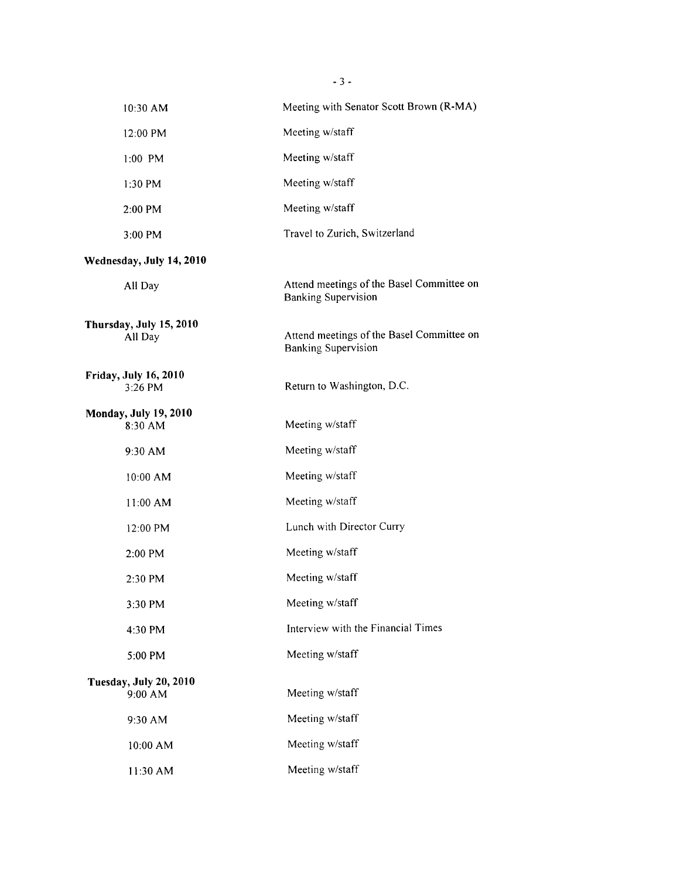| | |
|---|---|
| 10:30 AM | Meeting with Senator Scott Brown (R-MA) |
| 12:00 PM | Meeting w/staff |
| 1:00 PM | Meeting w/staff |
| 1:30 PM | Meeting w/staff |
| 2:00 PM | Meeting w/staff |
| 3:00 PM | Travel to Zurich, Switzerland |
| **Wednesday, July 14, 2010** | |
| All Day | Attend meetings of the Basel Committee on Banking Supervision |
| **Thursday, July 15, 2010** | |
| All Day | Attend meetings of the Basel Committee on Banking Supervision |
| **Friday, July 16, 2010** | |
| 3:26 PM | Return to Washington, D.C. |
| **Monday, July 19, 2010** | |
| 8:30 AM | Meeting w/staff |
| 9:30 AM | Meeting w/staff |
| 10:00 AM | Meeting w/staff |
| 11:00 AM | Meeting w/staff |
| 12:00 PM | Lunch with Director Curry |
| 2:00 PM | Meeting w/staff |
| 2:30 PM | Meeting w/staff |
| 3:30 PM | Meeting w/staff |
| 4:30 PM | Interview with the Financial Times |
| 5:00 PM | Meeting w/staff |
| **Tuesday, July 20, 2010** | |
| 9:00 AM | Meeting w/staff |
| 9:30 AM | Meeting w/staff |
| 10:00 AM | Meeting w/staff |
| 11:30 AM | Meeting w/staff |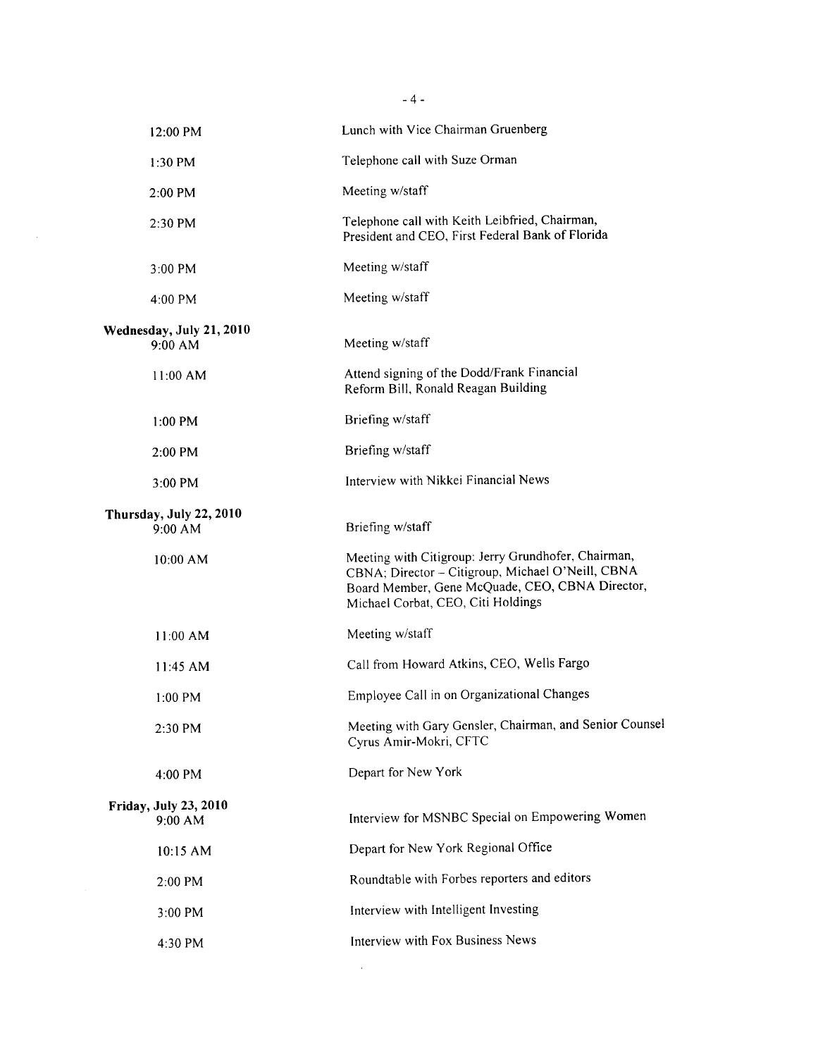| | |
|---|---|
| 12:00 PM | Lunch with Vice Chairman Gruenberg |
| 1:30 PM | Telephone call with Suze Orman |
| 2:00 PM | Meeting w/staff |
| 2:30 PM | Telephone call with Keith Leibfried, Chairman, President and CEO, First Federal Bank of Florida |
| 3:00 PM | Meeting w/staff |
| 4:00 PM | Meeting w/staff |
| **Wednesday, July 21, 2010** | |
| 9:00 AM | Meeting w/staff |
| 11:00 AM | Attend signing of the Dodd/Frank Financial Reform Bill, Ronald Reagan Building |
| 1:00 PM | Briefing w/staff |
| 2:00 PM | Briefing w/staff |
| 3:00 PM | Interview with Nikkei Financial News |
| **Thursday, July 22, 2010** | |
| 9:00 AM | Briefing w/staff |
| 10:00 AM | Meeting with Citigroup: Jerry Grundhofer, Chairman, CBNA; Director – Citigroup, Michael O'Neill, CBNA Board Member, Gene McQuade, CEO, CBNA Director, Michael Corbat, CEO, Citi Holdings |
| 11:00 AM | Meeting w/staff |
| 11:45 AM | Call from Howard Atkins, CEO, Wells Fargo |
| 1:00 PM | Employee Call in on Organizational Changes |
| 2:30 PM | Meeting with Gary Gensler, Chairman, and Senior Counsel Cyrus Amir-Mokri, CFTC |
| 4:00 PM | Depart for New York |
| **Friday, July 23, 2010** | |
| 9:00 AM | Interview for MSNBC Special on Empowering Women |
| 10:15 AM | Depart for New York Regional Office |
| 2:00 PM | Roundtable with Forbes reporters and editors |
| 3:00 PM | Interview with Intelligent Investing |
| 4:30 PM | Interview with Fox Business News |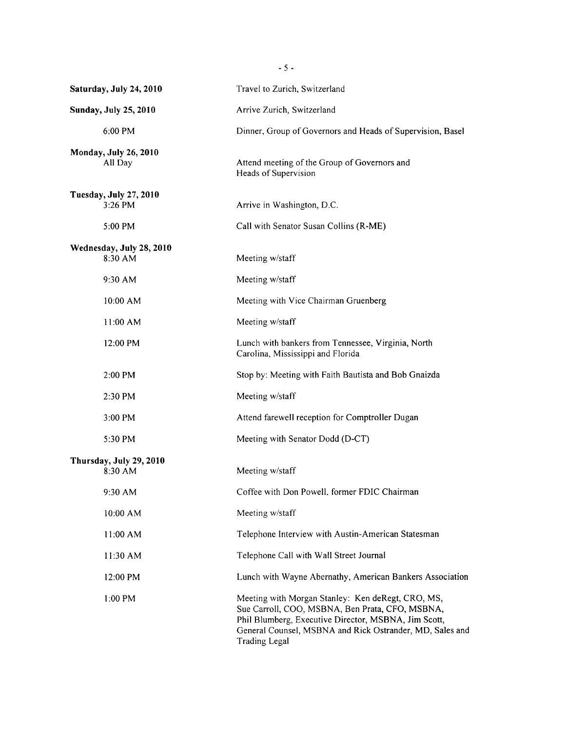**Saturday, July 24, 2010** — Travel to Zurich, Switzerland

**Sunday, July 25, 2010** — Arrive Zurich, Switzerland

- 6:00 PM — Dinner, Group of Governors and Heads of Supervision, Basel

**Monday, July 26, 2010**

- All Day — Attend meeting of the Group of Governors and Heads of Supervision

**Tuesday, July 27, 2010**

- 3:26 PM — Arrive in Washington, D.C.
- 5:00 PM — Call with Senator Susan Collins (R-ME)

**Wednesday, July 28, 2010**

- 8:30 AM — Meeting w/staff
- 9:30 AM — Meeting w/staff
- 10:00 AM — Meeting with Vice Chairman Gruenberg
- 11:00 AM — Meeting w/staff
- 12:00 PM — Lunch with bankers from Tennessee, Virginia, North Carolina, Mississippi and Florida
- 2:00 PM — Stop by: Meeting with Faith Bautista and Bob Gnaizda
- 2:30 PM — Meeting w/staff
- 3:00 PM — Attend farewell reception for Comptroller Dugan
- 5:30 PM — Meeting with Senator Dodd (D-CT)

**Thursday, July 29, 2010**

- 8:30 AM — Meeting w/staff
- 9:30 AM — Coffee with Don Powell, former FDIC Chairman
- 10:00 AM — Meeting w/staff
- 11:00 AM — Telephone Interview with Austin-American Statesman
- 11:30 AM — Telephone Call with Wall Street Journal
- 12:00 PM — Lunch with Wayne Abernathy, American Bankers Association
- 1:00 PM — Meeting with Morgan Stanley: Ken deRegt, CRO, MS, Sue Carroll, COO, MSBNA, Ben Prata, CFO, MSBNA, Phil Blumberg, Executive Director, MSBNA, Jim Scott, General Counsel, MSBNA and Rick Ostrander, MD, Sales and Trading Legal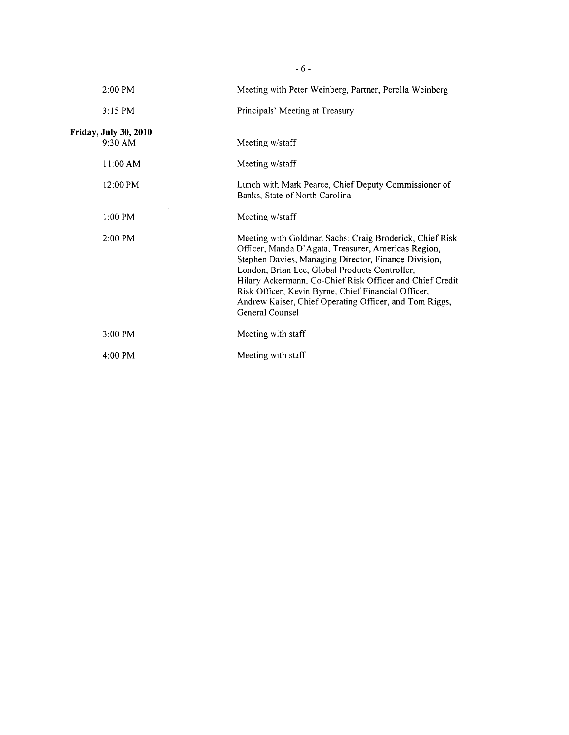| | |
|---|---|
| 2:00 PM | Meeting with Peter Weinberg, Partner, Perella Weinberg |
| 3:15 PM | Principals' Meeting at Treasury |
| **Friday, July 30, 2010** | |
| 9:30 AM | Meeting w/staff |
| 11:00 AM | Meeting w/staff |
| 12:00 PM | Lunch with Mark Pearce, Chief Deputy Commissioner of Banks, State of North Carolina |
| 1:00 PM | Meeting w/staff |
| 2:00 PM | Meeting with Goldman Sachs: Craig Broderick, Chief Risk Officer, Manda D'Agata, Treasurer, Americas Region, Stephen Davies, Managing Director, Finance Division, London, Brian Lee, Global Products Controller, Hilary Ackermann, Co-Chief Risk Officer and Chief Credit Risk Officer, Kevin Byrne, Chief Financial Officer, Andrew Kaiser, Chief Operating Officer, and Tom Riggs, General Counsel |
| 3:00 PM | Meeting with staff |
| 4:00 PM | Meeting with staff |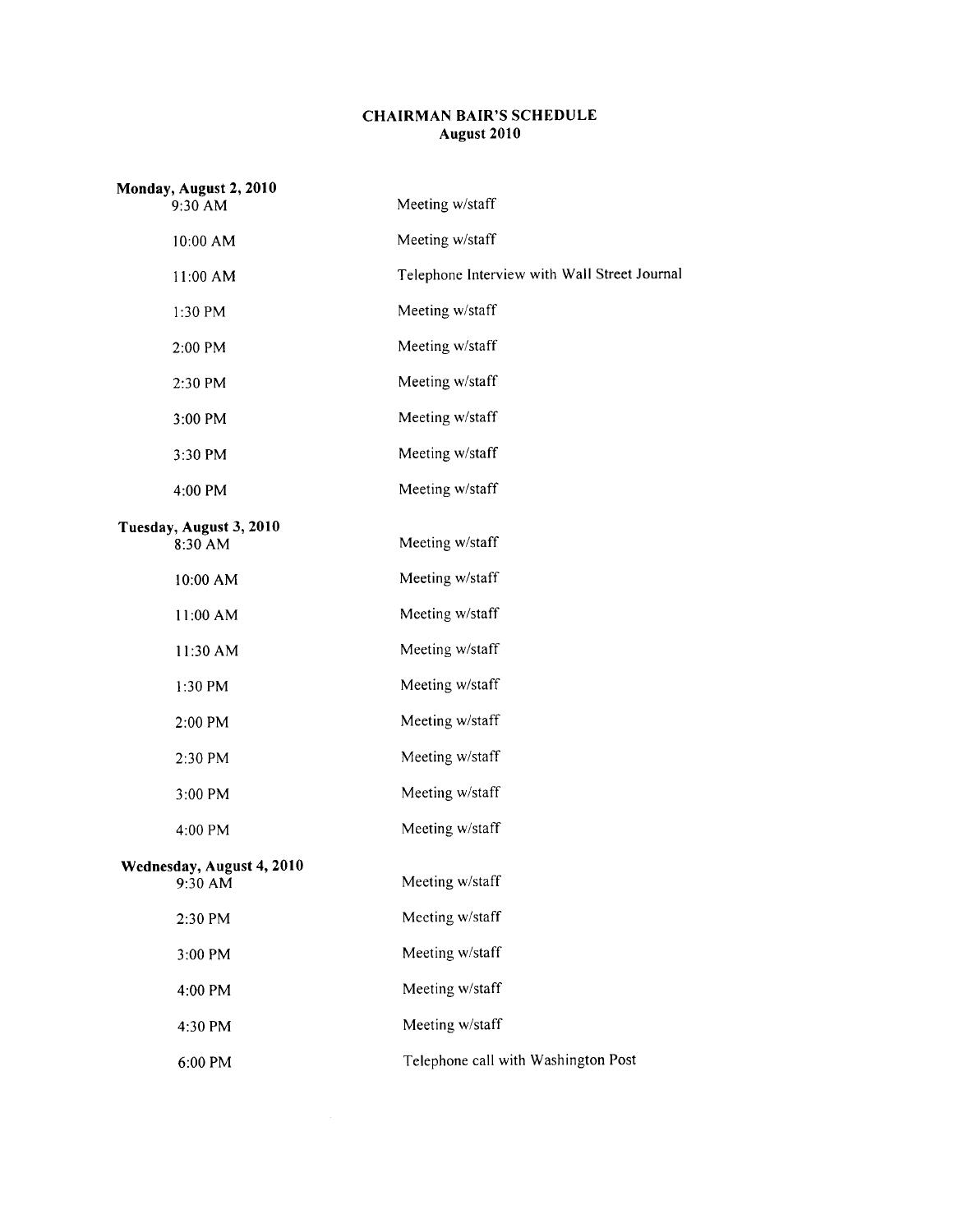# CHAIRMAN BAIR'S SCHEDULE
## August 2010

**Monday, August 2, 2010**

| | |
|---|---|
| 9:30 AM | Meeting w/staff |
| 10:00 AM | Meeting w/staff |
| 11:00 AM | Telephone Interview with Wall Street Journal |
| 1:30 PM | Meeting w/staff |
| 2:00 PM | Meeting w/staff |
| 2:30 PM | Meeting w/staff |
| 3:00 PM | Meeting w/staff |
| 3:30 PM | Meeting w/staff |
| 4:00 PM | Meeting w/staff |

**Tuesday, August 3, 2010**

| | |
|---|---|
| 8:30 AM | Meeting w/staff |
| 10:00 AM | Meeting w/staff |
| 11:00 AM | Meeting w/staff |
| 11:30 AM | Meeting w/staff |
| 1:30 PM | Meeting w/staff |
| 2:00 PM | Meeting w/staff |
| 2:30 PM | Meeting w/staff |
| 3:00 PM | Meeting w/staff |
| 4:00 PM | Meeting w/staff |

**Wednesday, August 4, 2010**

| | |
|---|---|
| 9:30 AM | Meeting w/staff |
| 2:30 PM | Meeting w/staff |
| 3:00 PM | Meeting w/staff |
| 4:00 PM | Meeting w/staff |
| 4:30 PM | Meeting w/staff |
| 6:00 PM | Telephone call with Washington Post |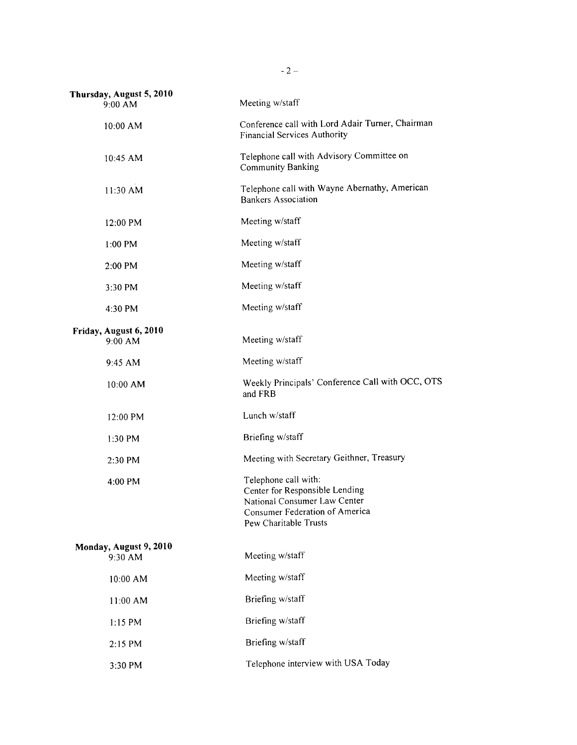**Thursday, August 5, 2010**

| | |
|---|---|
| 9:00 AM | Meeting w/staff |
| 10:00 AM | Conference call with Lord Adair Turner, Chairman Financial Services Authority |
| 10:45 AM | Telephone call with Advisory Committee on Community Banking |
| 11:30 AM | Telephone call with Wayne Abernathy, American Bankers Association |
| 12:00 PM | Meeting w/staff |
| 1:00 PM | Meeting w/staff |
| 2:00 PM | Meeting w/staff |
| 3:30 PM | Meeting w/staff |
| 4:30 PM | Meeting w/staff |

**Friday, August 6, 2010**

| | |
|---|---|
| 9:00 AM | Meeting w/staff |
| 9:45 AM | Meeting w/staff |
| 10:00 AM | Weekly Principals' Conference Call with OCC, OTS and FRB |
| 12:00 PM | Lunch w/staff |
| 1:30 PM | Briefing w/staff |
| 2:30 PM | Meeting with Secretary Geithner, Treasury |
| 4:00 PM | Telephone call with:<br>Center for Responsible Lending<br>National Consumer Law Center<br>Consumer Federation of America<br>Pew Charitable Trusts |

**Monday, August 9, 2010**

| | |
|---|---|
| 9:30 AM | Meeting w/staff |
| 10:00 AM | Meeting w/staff |
| 11:00 AM | Briefing w/staff |
| 1:15 PM | Briefing w/staff |
| 2:15 PM | Briefing w/staff |
| 3:30 PM | Telephone interview with USA Today |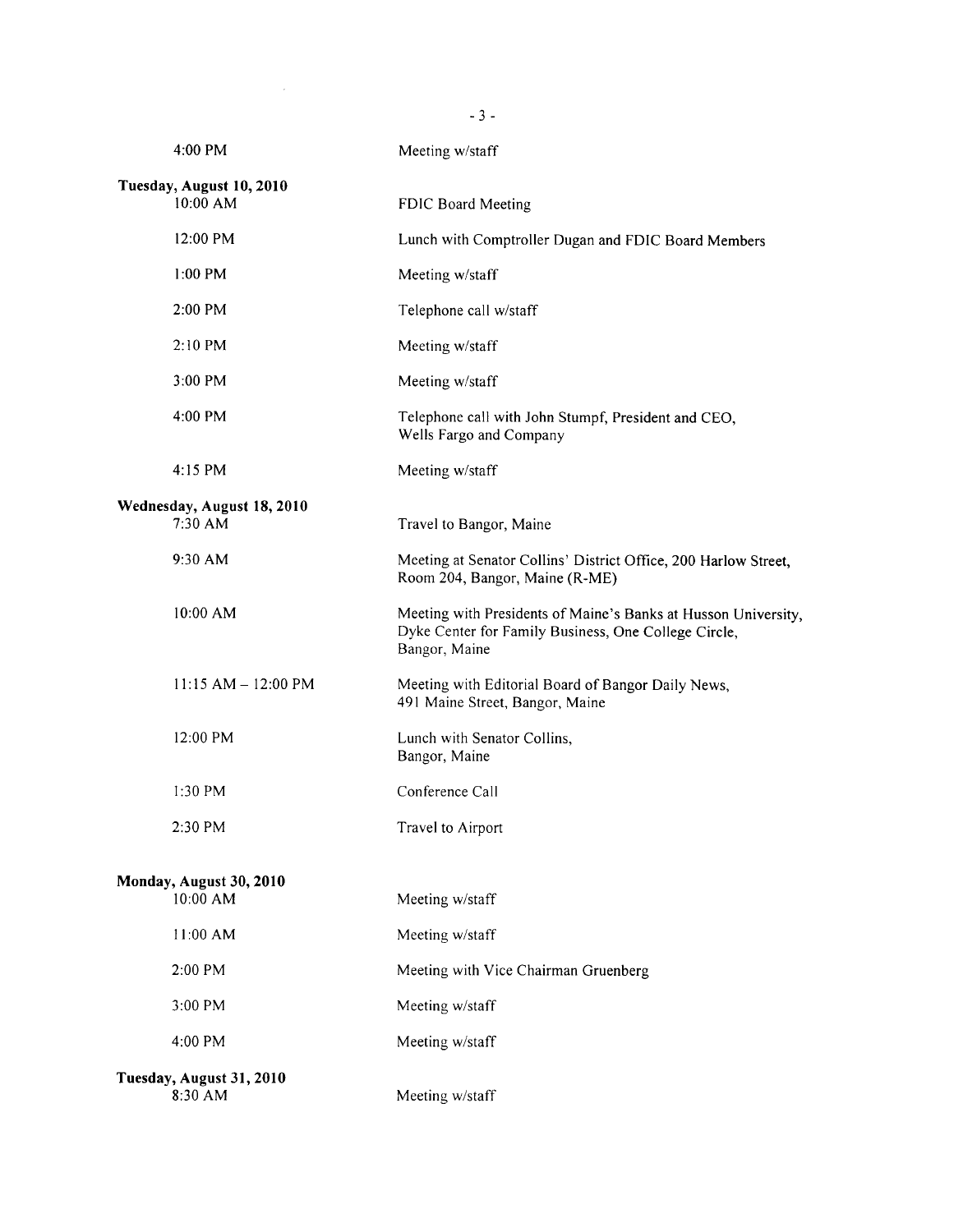| | |
|---|---|
| 4:00 PM | Meeting w/staff |
| **Tuesday, August 10, 2010** | |
| 10:00 AM | FDIC Board Meeting |
| 12:00 PM | Lunch with Comptroller Dugan and FDIC Board Members |
| 1:00 PM | Meeting w/staff |
| 2:00 PM | Telephone call w/staff |
| 2:10 PM | Meeting w/staff |
| 3:00 PM | Meeting w/staff |
| 4:00 PM | Telephone call with John Stumpf, President and CEO, Wells Fargo and Company |
| 4:15 PM | Meeting w/staff |
| **Wednesday, August 18, 2010** | |
| 7:30 AM | Travel to Bangor, Maine |
| 9:30 AM | Meeting at Senator Collins' District Office, 200 Harlow Street, Room 204, Bangor, Maine (R-ME) |
| 10:00 AM | Meeting with Presidents of Maine's Banks at Husson University, Dyke Center for Family Business, One College Circle, Bangor, Maine |
| 11:15 AM – 12:00 PM | Meeting with Editorial Board of Bangor Daily News, 491 Maine Street, Bangor, Maine |
| 12:00 PM | Lunch with Senator Collins, Bangor, Maine |
| 1:30 PM | Conference Call |
| 2:30 PM | Travel to Airport |
| **Monday, August 30, 2010** | |
| 10:00 AM | Meeting w/staff |
| 11:00 AM | Meeting w/staff |
| 2:00 PM | Meeting with Vice Chairman Gruenberg |
| 3:00 PM | Meeting w/staff |
| 4:00 PM | Meeting w/staff |
| **Tuesday, August 31, 2010** | |
| 8:30 AM | Meeting w/staff |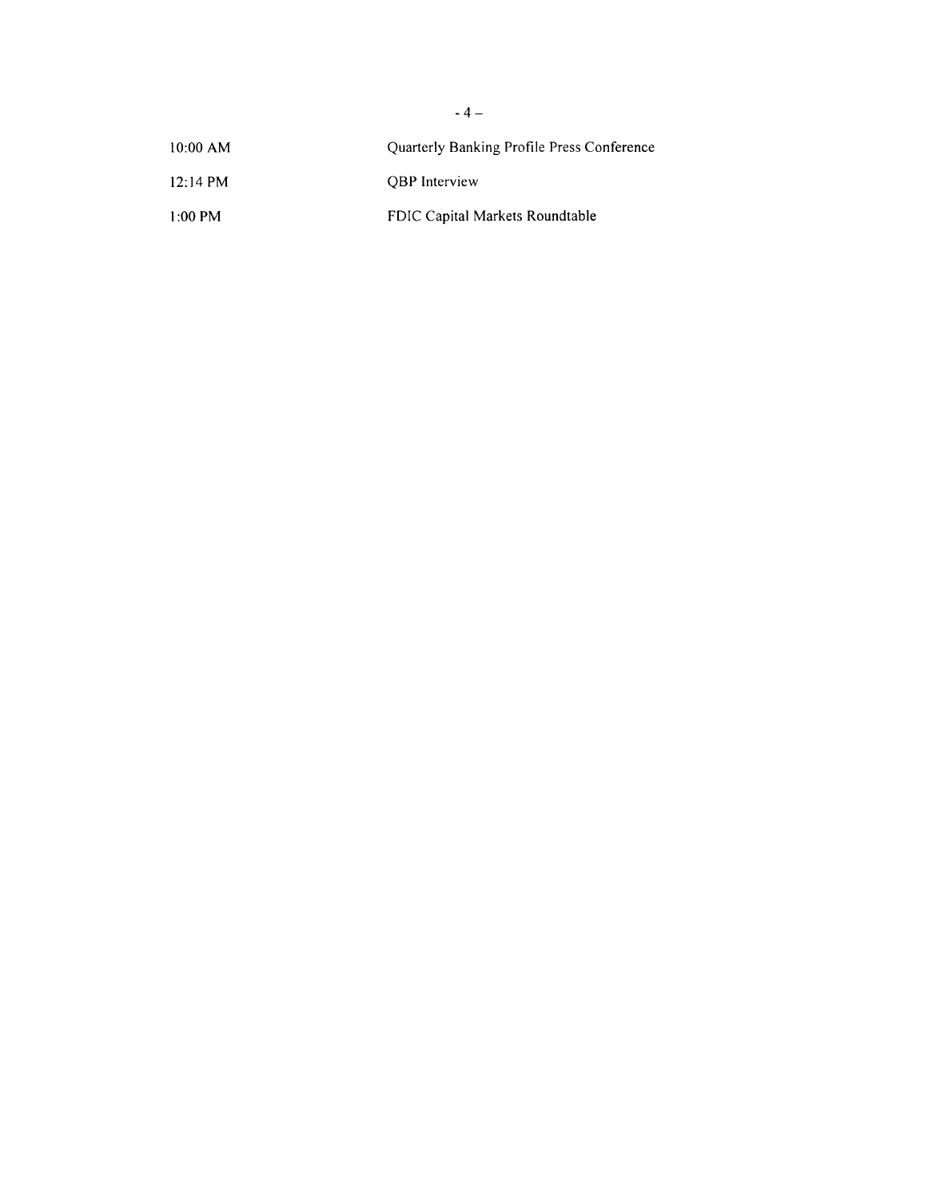| | |
|---|---|
| 10:00 AM | Quarterly Banking Profile Press Conference |
| 12:14 PM | QBP Interview |
| 1:00 PM | FDIC Capital Markets Roundtable |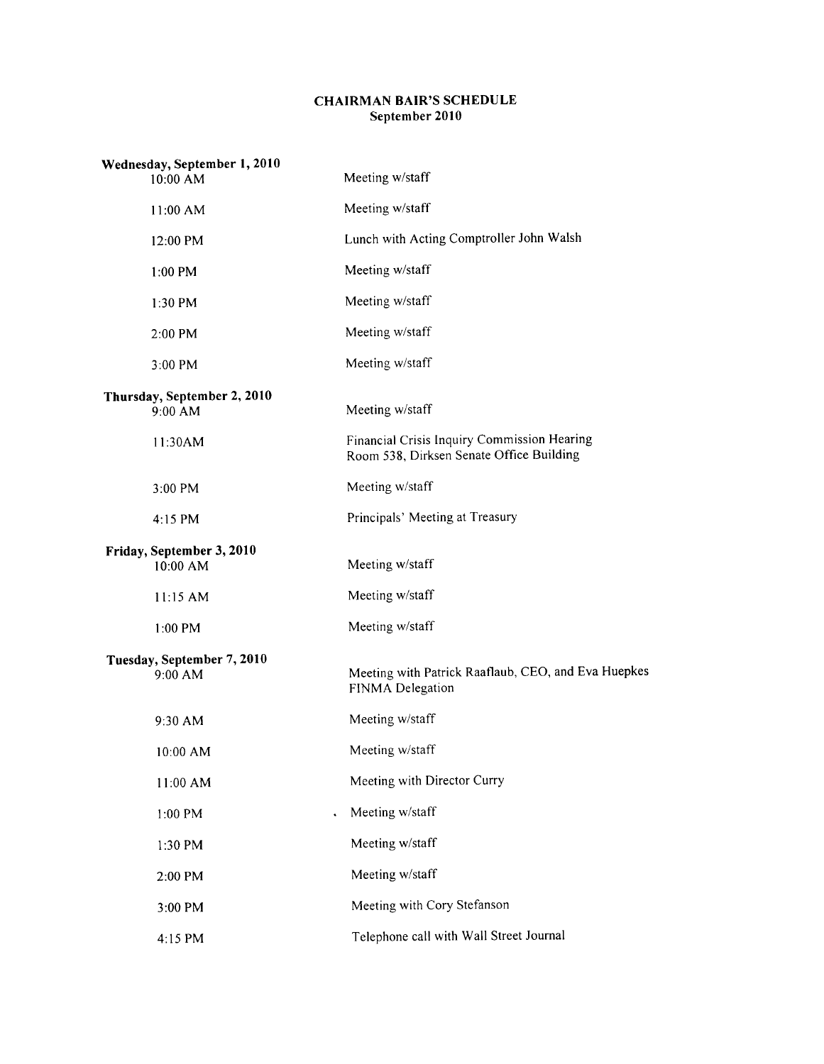## CHAIRMAN BAIR'S SCHEDULE
### September 2010

**Wednesday, September 1, 2010**

| | |
|---|---|
| 10:00 AM | Meeting w/staff |
| 11:00 AM | Meeting w/staff |
| 12:00 PM | Lunch with Acting Comptroller John Walsh |
| 1:00 PM | Meeting w/staff |
| 1:30 PM | Meeting w/staff |
| 2:00 PM | Meeting w/staff |
| 3:00 PM | Meeting w/staff |

**Thursday, September 2, 2010**

| | |
|---|---|
| 9:00 AM | Meeting w/staff |
| 11:30AM | Financial Crisis Inquiry Commission Hearing<br>Room 538, Dirksen Senate Office Building |
| 3:00 PM | Meeting w/staff |
| 4:15 PM | Principals' Meeting at Treasury |

**Friday, September 3, 2010**

| | |
|---|---|
| 10:00 AM | Meeting w/staff |
| 11:15 AM | Meeting w/staff |
| 1:00 PM | Meeting w/staff |

**Tuesday, September 7, 2010**

| | |
|---|---|
| 9:00 AM | Meeting with Patrick Raaflaub, CEO, and Eva Huepkes<br>FINMA Delegation |
| 9:30 AM | Meeting w/staff |
| 10:00 AM | Meeting w/staff |
| 11:00 AM | Meeting with Director Curry |
| 1:00 PM | Meeting w/staff |
| 1:30 PM | Meeting w/staff |
| 2:00 PM | Meeting w/staff |
| 3:00 PM | Meeting with Cory Stefanson |
| 4:15 PM | Telephone call with Wall Street Journal |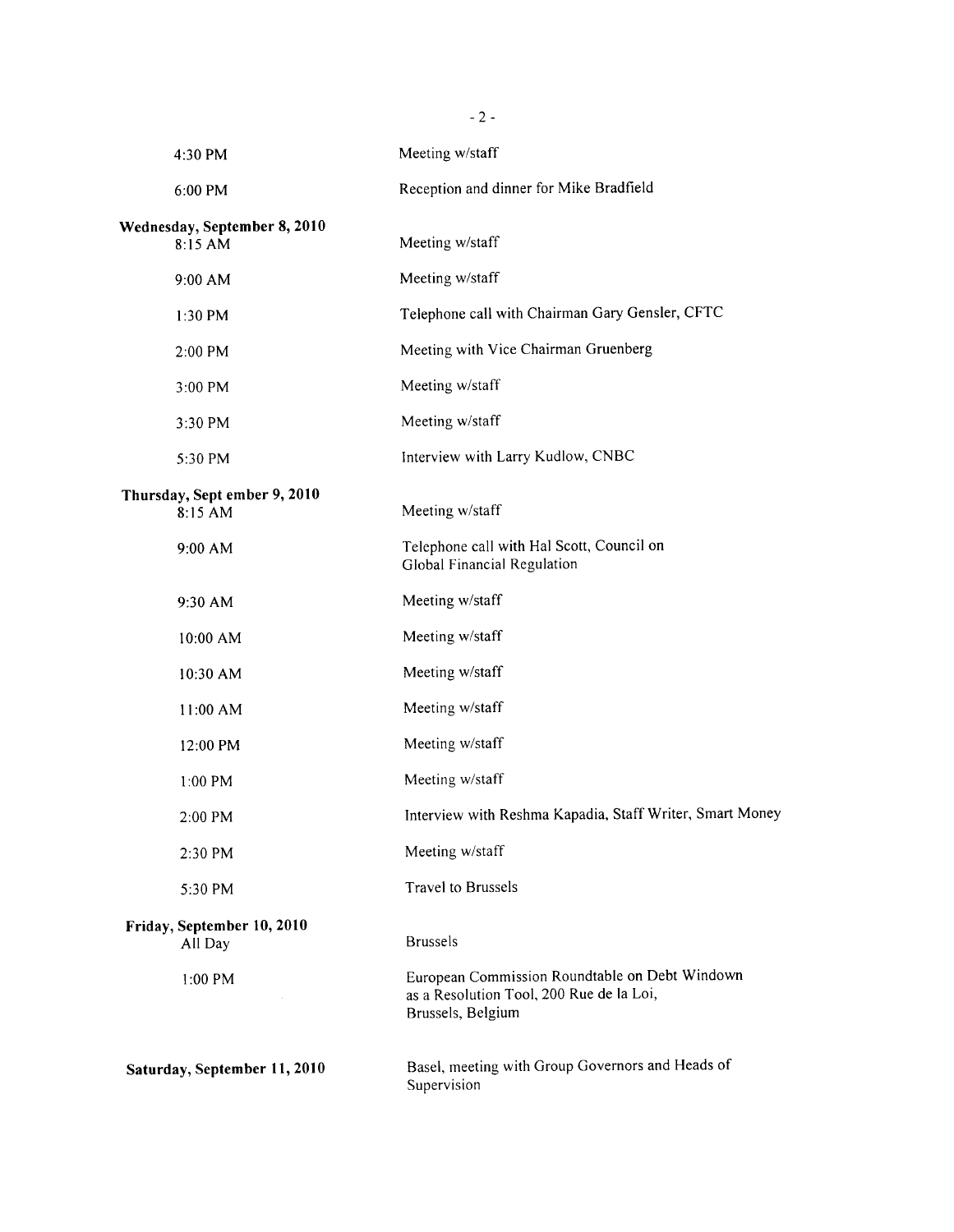| | |
|---|---|
| 4:30 PM | Meeting w/staff |
| 6:00 PM | Reception and dinner for Mike Bradfield |
| **Wednesday, September 8, 2010** | |
| 8:15 AM | Meeting w/staff |
| 9:00 AM | Meeting w/staff |
| 1:30 PM | Telephone call with Chairman Gary Gensler, CFTC |
| 2:00 PM | Meeting with Vice Chairman Gruenberg |
| 3:00 PM | Meeting w/staff |
| 3:30 PM | Meeting w/staff |
| 5:30 PM | Interview with Larry Kudlow, CNBC |
| **Thursday, Sept ember 9, 2010** | |
| 8:15 AM | Meeting w/staff |
| 9:00 AM | Telephone call with Hal Scott, Council on Global Financial Regulation |
| 9:30 AM | Meeting w/staff |
| 10:00 AM | Meeting w/staff |
| 10:30 AM | Meeting w/staff |
| 11:00 AM | Meeting w/staff |
| 12:00 PM | Meeting w/staff |
| 1:00 PM | Meeting w/staff |
| 2:00 PM | Interview with Reshma Kapadia, Staff Writer, Smart Money |
| 2:30 PM | Meeting w/staff |
| 5:30 PM | Travel to Brussels |
| **Friday, September 10, 2010** | |
| All Day | Brussels |
| 1:00 PM | European Commission Roundtable on Debt Windown as a Resolution Tool, 200 Rue de la Loi, Brussels, Belgium |
| **Saturday, September 11, 2010** | Basel, meeting with Group Governors and Heads of Supervision |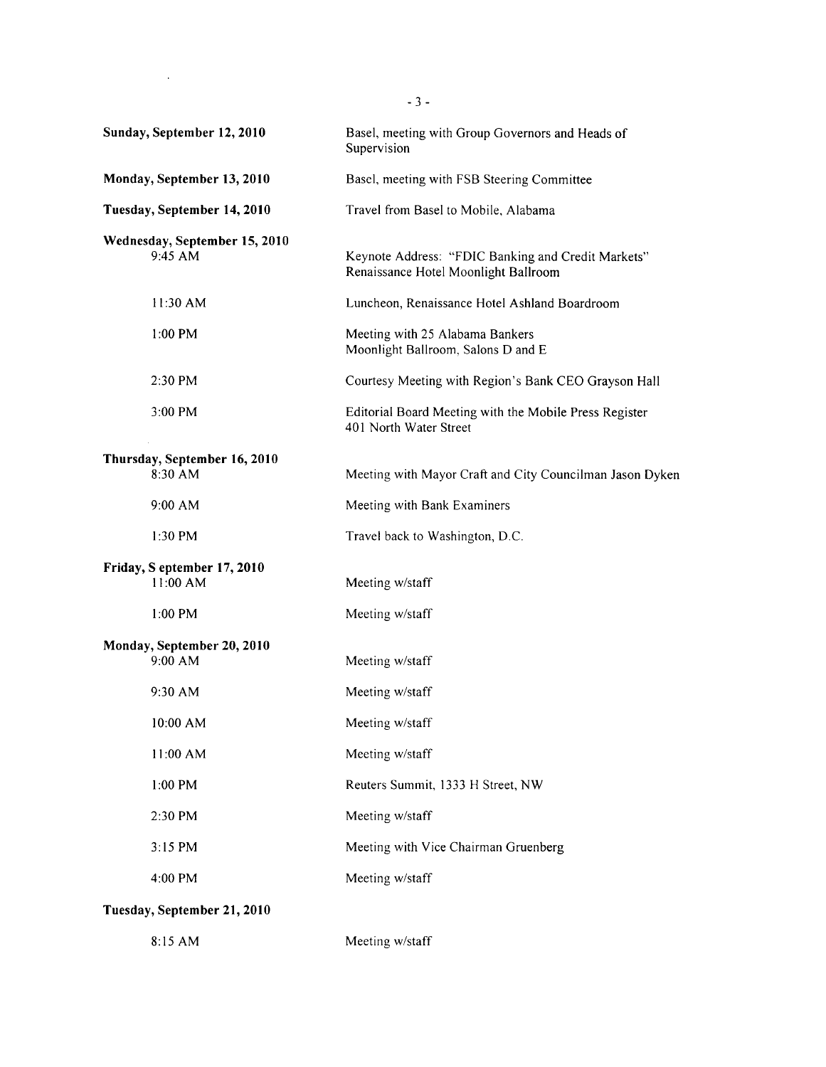| | |
|---|---|
| **Sunday, September 12, 2010** | Basel, meeting with Group Governors and Heads of Supervision |
| **Monday, September 13, 2010** | Basel, meeting with FSB Steering Committee |
| **Tuesday, September 14, 2010** | Travel from Basel to Mobile, Alabama |
| **Wednesday, September 15, 2010** | |
| 9:45 AM | Keynote Address: "FDIC Banking and Credit Markets" Renaissance Hotel Moonlight Ballroom |
| 11:30 AM | Luncheon, Renaissance Hotel Ashland Boardroom |
| 1:00 PM | Meeting with 25 Alabama Bankers Moonlight Ballroom, Salons D and E |
| 2:30 PM | Courtesy Meeting with Region's Bank CEO Grayson Hall |
| 3:00 PM | Editorial Board Meeting with the Mobile Press Register 401 North Water Street |
| **Thursday, September 16, 2010** | |
| 8:30 AM | Meeting with Mayor Craft and City Councilman Jason Dyken |
| 9:00 AM | Meeting with Bank Examiners |
| 1:30 PM | Travel back to Washington, D.C. |
| **Friday, S eptember 17, 2010** | |
| 11:00 AM | Meeting w/staff |
| 1:00 PM | Meeting w/staff |
| **Monday, September 20, 2010** | |
| 9:00 AM | Meeting w/staff |
| 9:30 AM | Meeting w/staff |
| 10:00 AM | Meeting w/staff |
| 11:00 AM | Meeting w/staff |
| 1:00 PM | Reuters Summit, 1333 H Street, NW |
| 2:30 PM | Meeting w/staff |
| 3:15 PM | Meeting with Vice Chairman Gruenberg |
| 4:00 PM | Meeting w/staff |
| **Tuesday, September 21, 2010** | |
| 8:15 AM | Meeting w/staff |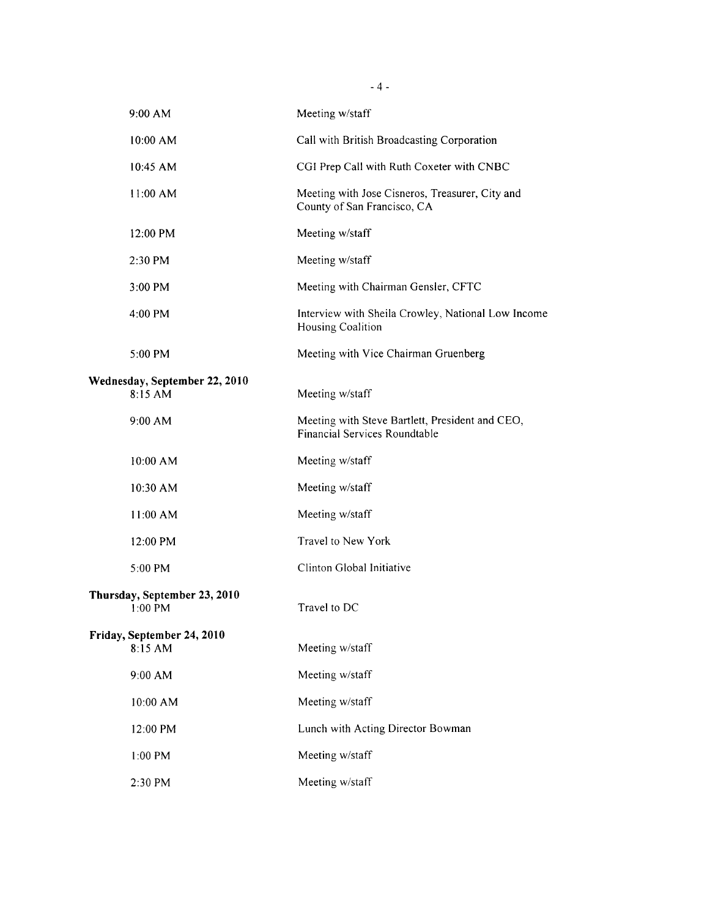| | |
|---|---|
| 9:00 AM | Meeting w/staff |
| 10:00 AM | Call with British Broadcasting Corporation |
| 10:45 AM | CGI Prep Call with Ruth Coxeter with CNBC |
| 11:00 AM | Meeting with Jose Cisneros, Treasurer, City and County of San Francisco, CA |
| 12:00 PM | Meeting w/staff |
| 2:30 PM | Meeting w/staff |
| 3:00 PM | Meeting with Chairman Gensler, CFTC |
| 4:00 PM | Interview with Sheila Crowley, National Low Income Housing Coalition |
| 5:00 PM | Meeting with Vice Chairman Gruenberg |

**Wednesday, September 22, 2010**

| | |
|---|---|
| 8:15 AM | Meeting w/staff |
| 9:00 AM | Meeting with Steve Bartlett, President and CEO, Financial Services Roundtable |
| 10:00 AM | Meeting w/staff |
| 10:30 AM | Meeting w/staff |
| 11:00 AM | Meeting w/staff |
| 12:00 PM | Travel to New York |
| 5:00 PM | Clinton Global Initiative |

**Thursday, September 23, 2010**

| | |
|---|---|
| 1:00 PM | Travel to DC |

**Friday, September 24, 2010**

| | |
|---|---|
| 8:15 AM | Meeting w/staff |
| 9:00 AM | Meeting w/staff |
| 10:00 AM | Meeting w/staff |
| 12:00 PM | Lunch with Acting Director Bowman |
| 1:00 PM | Meeting w/staff |
| 2:30 PM | Meeting w/staff |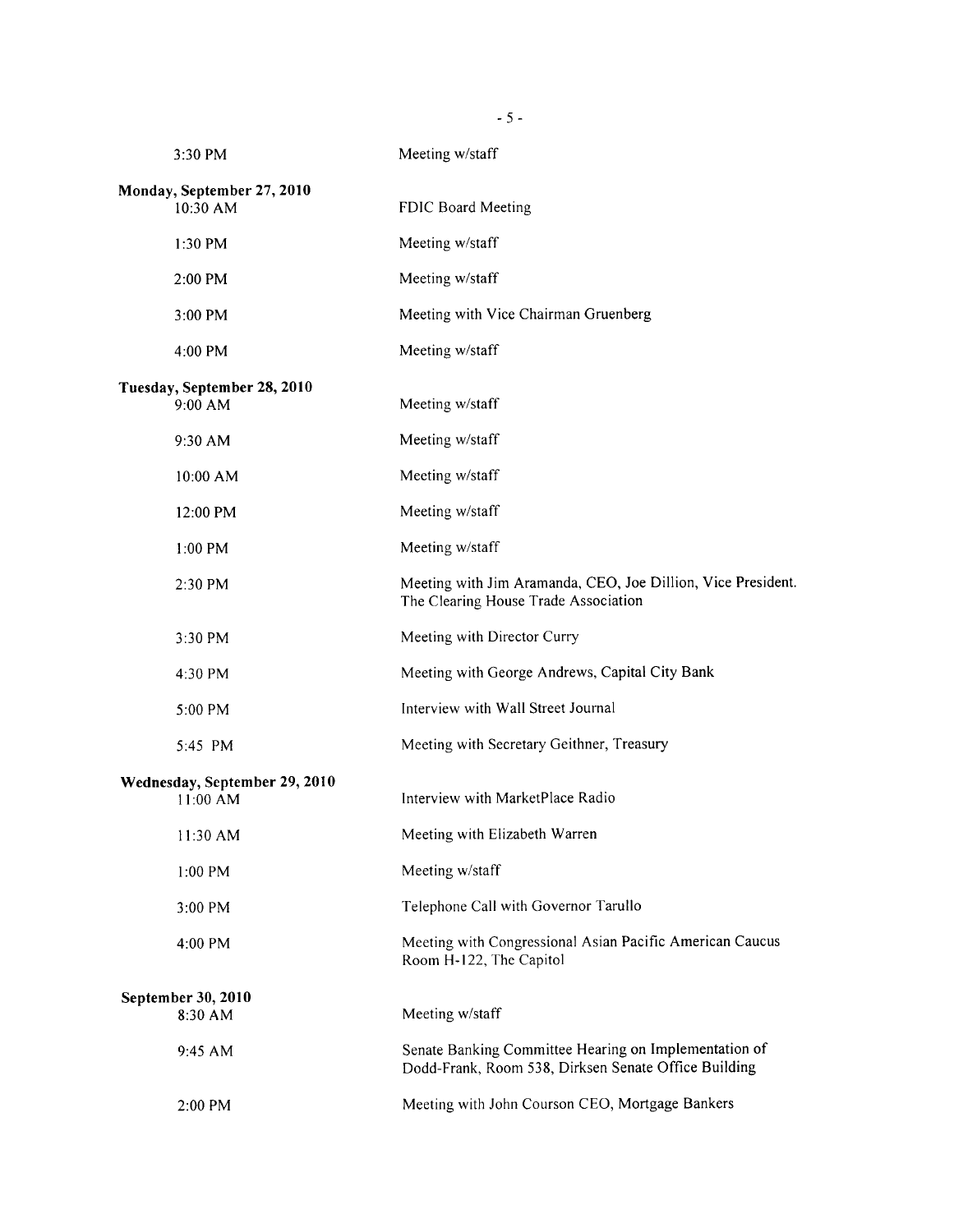| | |
|---|---|
| 3:30 PM | Meeting w/staff |
| **Monday, September 27, 2010** | |
| 10:30 AM | FDIC Board Meeting |
| 1:30 PM | Meeting w/staff |
| 2:00 PM | Meeting w/staff |
| 3:00 PM | Meeting with Vice Chairman Gruenberg |
| 4:00 PM | Meeting w/staff |
| **Tuesday, September 28, 2010** | |
| 9:00 AM | Meeting w/staff |
| 9:30 AM | Meeting w/staff |
| 10:00 AM | Meeting w/staff |
| 12:00 PM | Meeting w/staff |
| 1:00 PM | Meeting w/staff |
| 2:30 PM | Meeting with Jim Aramanda, CEO, Joe Dillion, Vice President. The Clearing House Trade Association |
| 3:30 PM | Meeting with Director Curry |
| 4:30 PM | Meeting with George Andrews, Capital City Bank |
| 5:00 PM | Interview with Wall Street Journal |
| 5:45 PM | Meeting with Secretary Geithner, Treasury |
| **Wednesday, September 29, 2010** | |
| 11:00 AM | Interview with MarketPlace Radio |
| 11:30 AM | Meeting with Elizabeth Warren |
| 1:00 PM | Meeting w/staff |
| 3:00 PM | Telephone Call with Governor Tarullo |
| 4:00 PM | Meeting with Congressional Asian Pacific American Caucus Room H-122, The Capitol |
| **September 30, 2010** | |
| 8:30 AM | Meeting w/staff |
| 9:45 AM | Senate Banking Committee Hearing on Implementation of Dodd-Frank, Room 538, Dirksen Senate Office Building |
| 2:00 PM | Meeting with John Courson CEO, Mortgage Bankers |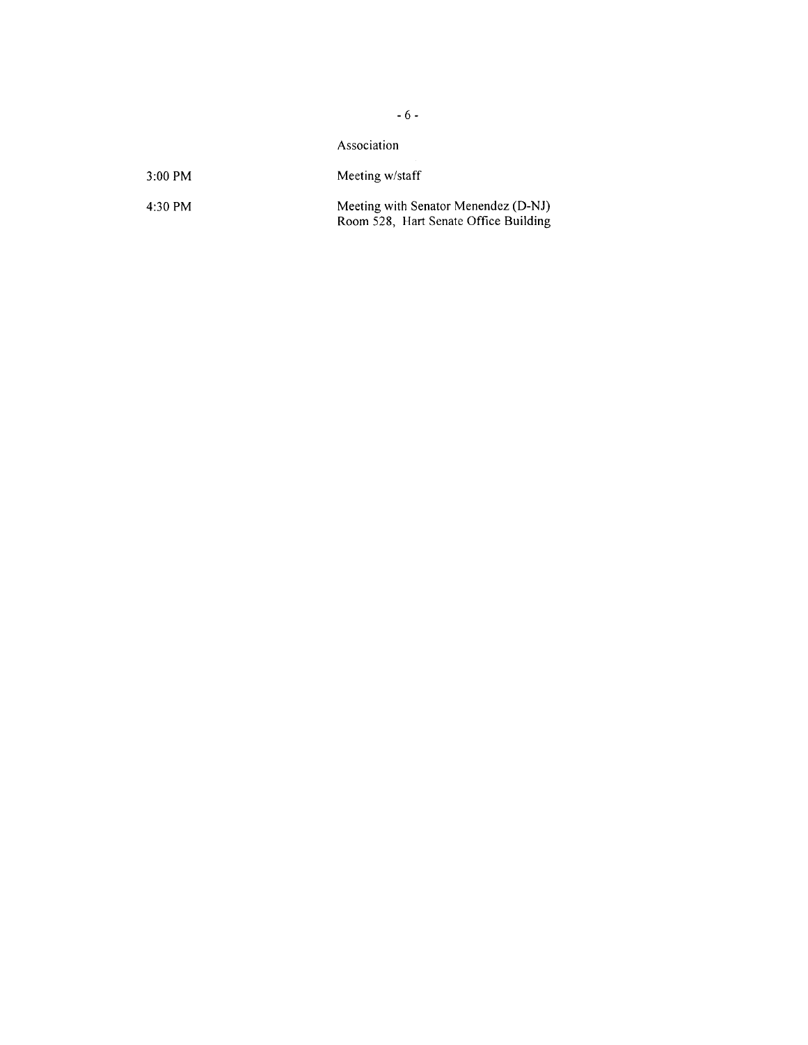| | |
|---|---|
| | Association |
| 3:00 PM | Meeting w/staff |
| 4:30 PM | Meeting with Senator Menendez (D-NJ)<br>Room 528, Hart Senate Office Building |